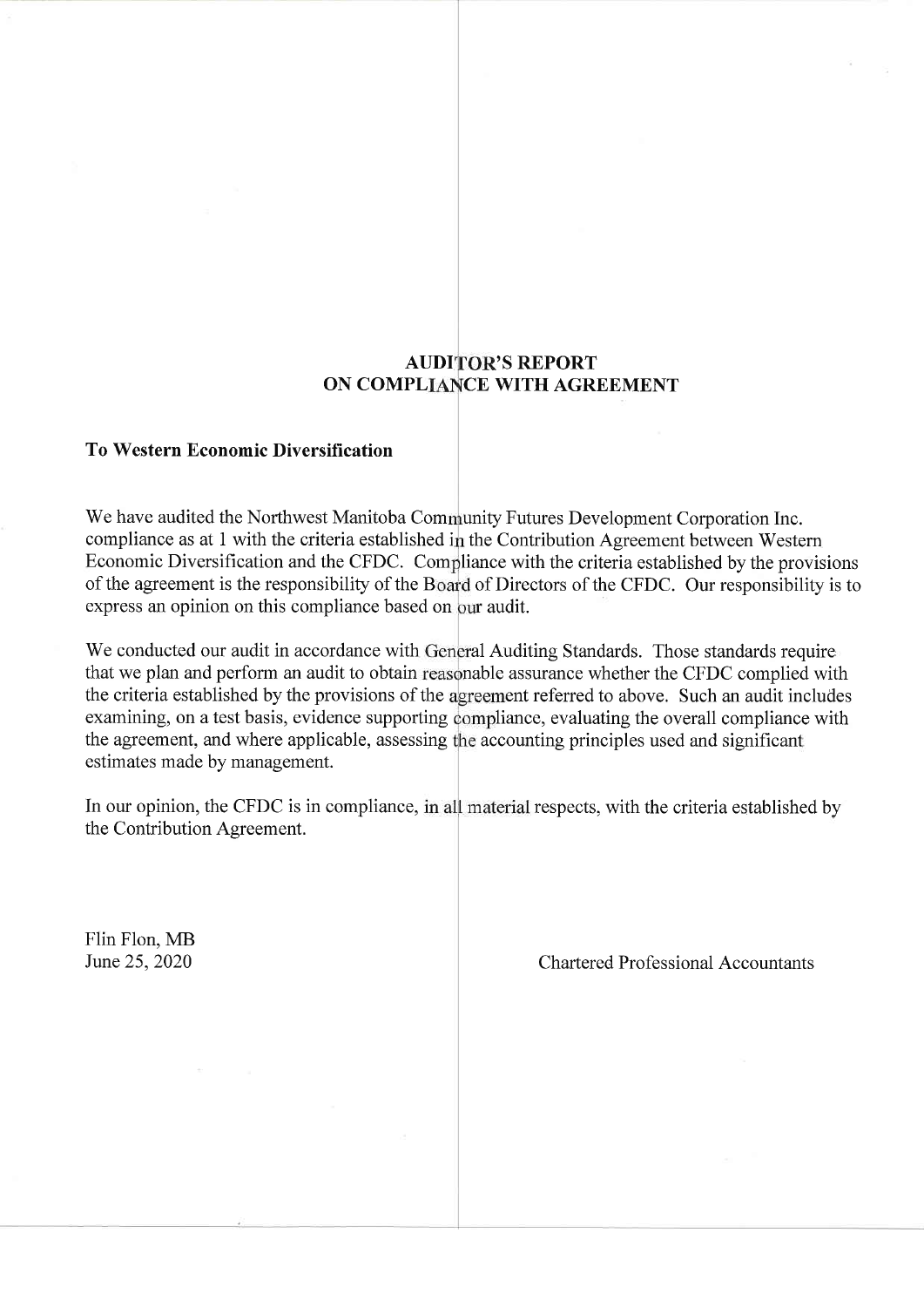## AUDITOR'S REPORT ON COMPLIANCE WITH AGREEMENT

**To Western Economic Diversification**

We have audited the Northwest Manitoba Community Futures Development Corporation Inc. compliance as at 1 with the criteria established in the Contribution Agreement between Western Economic Diversification and the CFDC. Compliance with the criteria established by the provisions of the agreement is the responsibility of the Board of Directors of the CFDC. Our responsibility is to express an opinion on this compliance based on our audit.

We conducted our audit in accordance with General Auditing Standards. Those standards require that we plan and perform an audit to obtain reasonable assurance whether the CFDC complied with the criteria established by the provisions of the agreement referred to above. Such an audit includes examining, on a test basis, evidence supporting compliance, evaluating the overall compliance with the agreement, and where applicable, assessing the accounting principles used and significant estimates made by management.

In our opinion, the CFDC is in compliance, in all material respects, with the criteria established by the Contribution Agreement.

Flin Flon, MB
June 25, 2020

Chartered Professional Accountants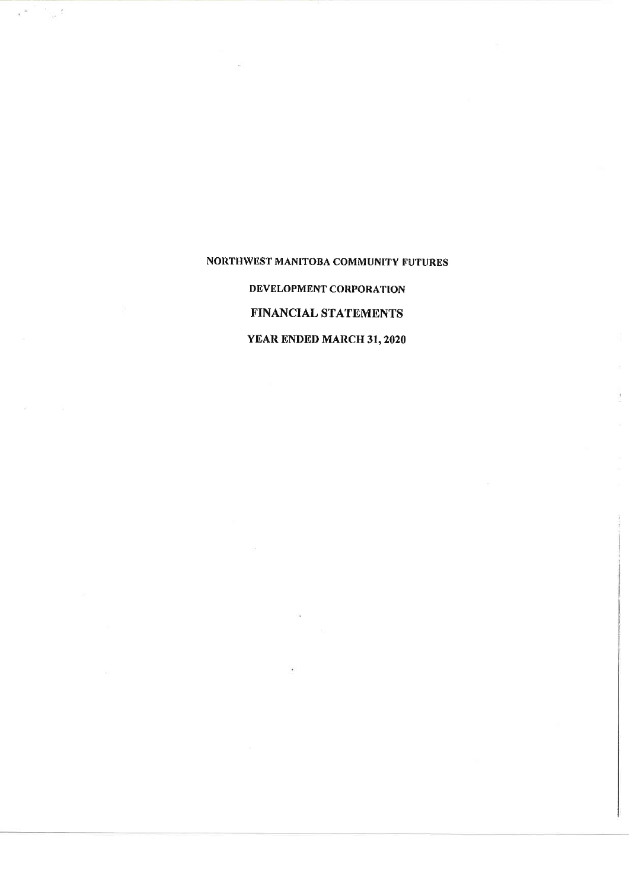# NORTHWEST MANITOBA COMMUNITY FUTURES

## DEVELOPMENT CORPORATION

## FINANCIAL STATEMENTS

## YEAR ENDED MARCH 31, 2020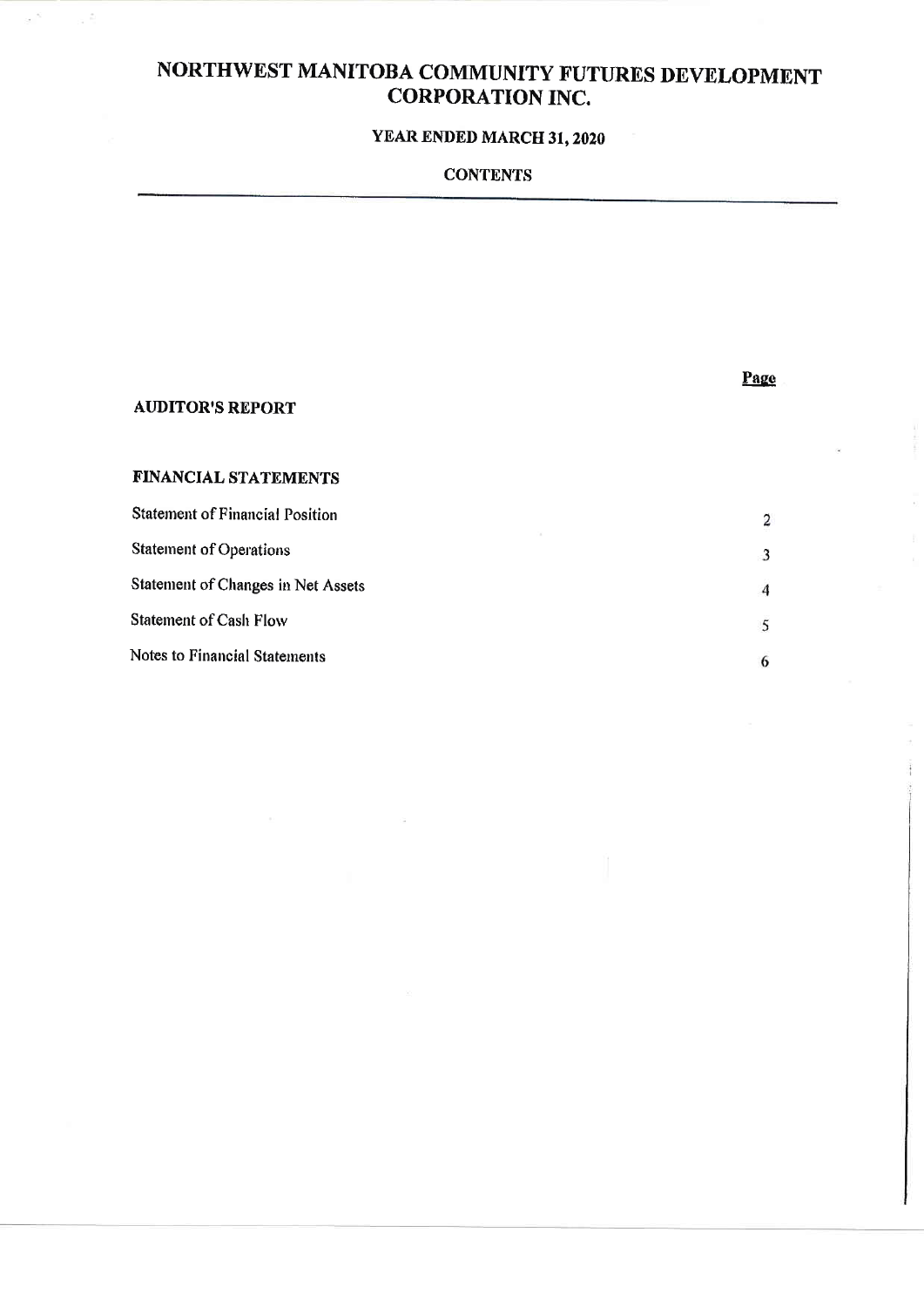# NORTHWEST MANITOBA COMMUNITY FUTURES DEVELOPMENT CORPORATION INC.

## YEAR ENDED MARCH 31, 2020

### CONTENTS

| | Page |
|---|---|
| **AUDITOR'S REPORT** | |
| | |
| **FINANCIAL STATEMENTS** | |
| Statement of Financial Position | 2 |
| Statement of Operations | 3 |
| Statement of Changes in Net Assets | 4 |
| Statement of Cash Flow | 5 |
| Notes to Financial Statements | 6 |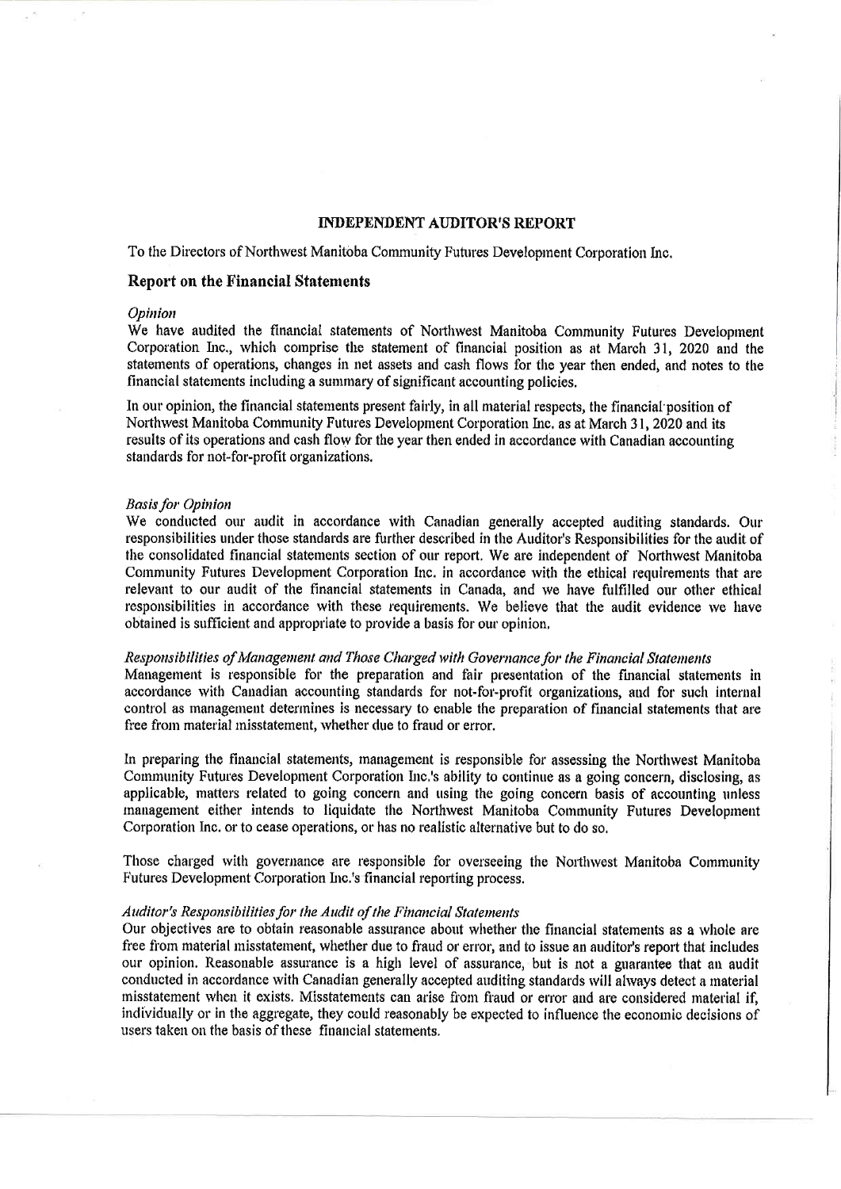# INDEPENDENT AUDITOR'S REPORT

To the Directors of Northwest Manitoba Community Futures Development Corporation Inc.

## Report on the Financial Statements

*Opinion*

We have audited the financial statements of Northwest Manitoba Community Futures Development Corporation Inc., which comprise the statement of financial position as at March 31, 2020 and the statements of operations, changes in net assets and cash flows for the year then ended, and notes to the financial statements including a summary of significant accounting policies.

In our opinion, the financial statements present fairly, in all material respects, the financial position of Northwest Manitoba Community Futures Development Corporation Inc. as at March 31, 2020 and its results of its operations and cash flow for the year then ended in accordance with Canadian accounting standards for not-for-profit organizations.

*Basis for Opinion*

We conducted our audit in accordance with Canadian generally accepted auditing standards. Our responsibilities under those standards are further described in the Auditor's Responsibilities for the audit of the consolidated financial statements section of our report. We are independent of Northwest Manitoba Community Futures Development Corporation Inc. in accordance with the ethical requirements that are relevant to our audit of the financial statements in Canada, and we have fulfilled our other ethical responsibilities in accordance with these requirements. We believe that the audit evidence we have obtained is sufficient and appropriate to provide a basis for our opinion.

*Responsibilities of Management and Those Charged with Governance for the Financial Statements*

Management is responsible for the preparation and fair presentation of the financial statements in accordance with Canadian accounting standards for not-for-profit organizations, and for such internal control as management determines is necessary to enable the preparation of financial statements that are free from material misstatement, whether due to fraud or error.

In preparing the financial statements, management is responsible for assessing the Northwest Manitoba Community Futures Development Corporation Inc.'s ability to continue as a going concern, disclosing, as applicable, matters related to going concern and using the going concern basis of accounting unless management either intends to liquidate the Northwest Manitoba Community Futures Development Corporation Inc. or to cease operations, or has no realistic alternative but to do so.

Those charged with governance are responsible for overseeing the Northwest Manitoba Community Futures Development Corporation Inc.'s financial reporting process.

*Auditor's Responsibilities for the Audit of the Financial Statements*

Our objectives are to obtain reasonable assurance about whether the financial statements as a whole are free from material misstatement, whether due to fraud or error, and to issue an auditor's report that includes our opinion. Reasonable assurance is a high level of assurance, but is not a guarantee that an audit conducted in accordance with Canadian generally accepted auditing standards will always detect a material misstatement when it exists. Misstatements can arise from fraud or error and are considered material if, individually or in the aggregate, they could reasonably be expected to influence the economic decisions of users taken on the basis of these financial statements.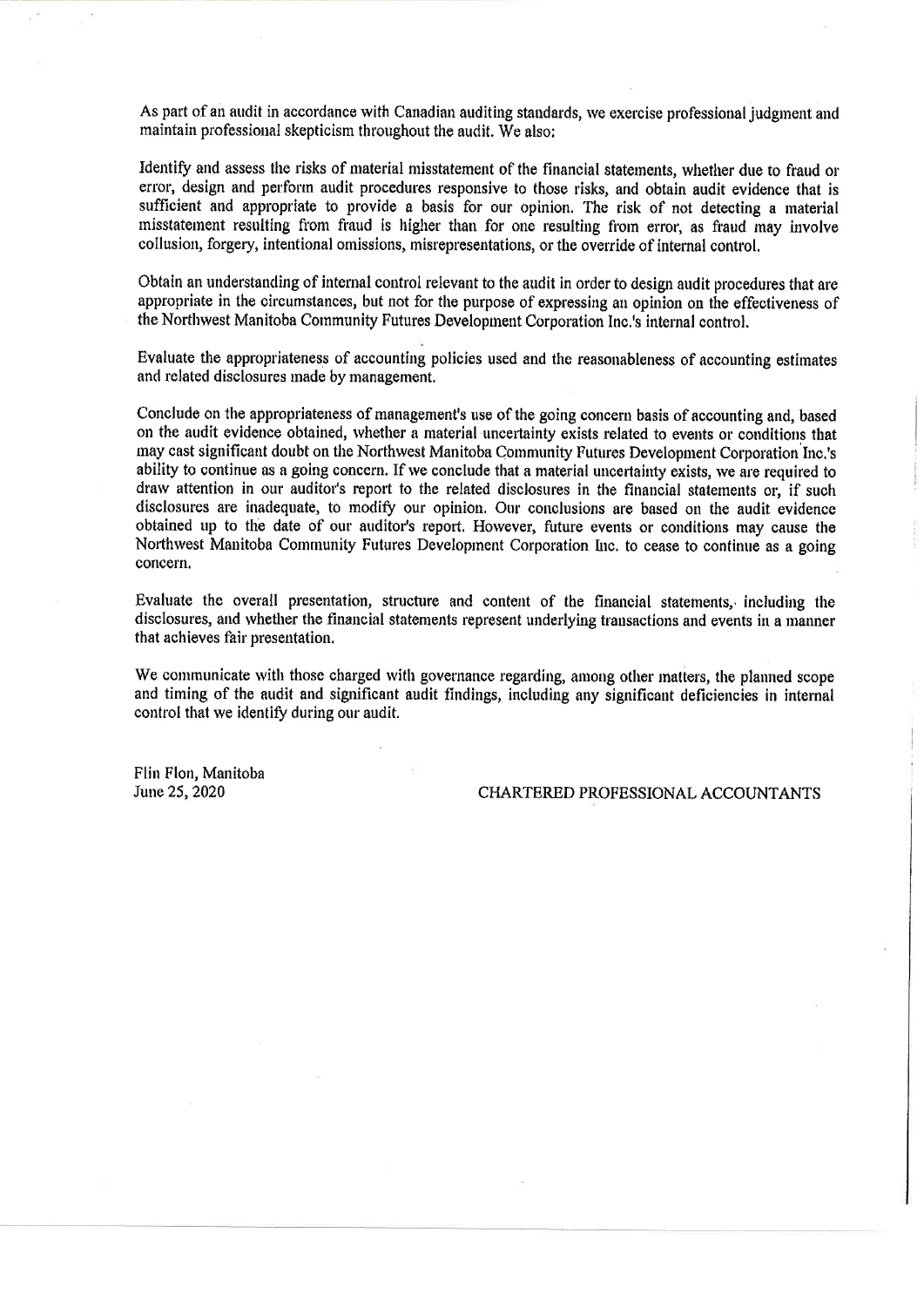As part of an audit in accordance with Canadian auditing standards, we exercise professional judgment and maintain professional skepticism throughout the audit. We also:

Identify and assess the risks of material misstatement of the financial statements, whether due to fraud or error, design and perform audit procedures responsive to those risks, and obtain audit evidence that is sufficient and appropriate to provide a basis for our opinion. The risk of not detecting a material misstatement resulting from fraud is higher than for one resulting from error, as fraud may involve collusion, forgery, intentional omissions, misrepresentations, or the override of internal control.

Obtain an understanding of internal control relevant to the audit in order to design audit procedures that are appropriate in the circumstances, but not for the purpose of expressing an opinion on the effectiveness of the Northwest Manitoba Community Futures Development Corporation Inc.'s internal control.

Evaluate the appropriateness of accounting policies used and the reasonableness of accounting estimates and related disclosures made by management.

Conclude on the appropriateness of management's use of the going concern basis of accounting and, based on the audit evidence obtained, whether a material uncertainty exists related to events or conditions that may cast significant doubt on the Northwest Manitoba Community Futures Development Corporation Inc.'s ability to continue as a going concern. If we conclude that a material uncertainty exists, we are required to draw attention in our auditor's report to the related disclosures in the financial statements or, if such disclosures are inadequate, to modify our opinion. Our conclusions are based on the audit evidence obtained up to the date of our auditor's report. However, future events or conditions may cause the Northwest Manitoba Community Futures Development Corporation Inc. to cease to continue as a going concern.

Evaluate the overall presentation, structure and content of the financial statements, including the disclosures, and whether the financial statements represent underlying transactions and events in a manner that achieves fair presentation.

We communicate with those charged with governance regarding, among other matters, the planned scope and timing of the audit and significant audit findings, including any significant deficiencies in internal control that we identify during our audit.

Flin Flon, Manitoba
June 25, 2020

CHARTERED PROFESSIONAL ACCOUNTANTS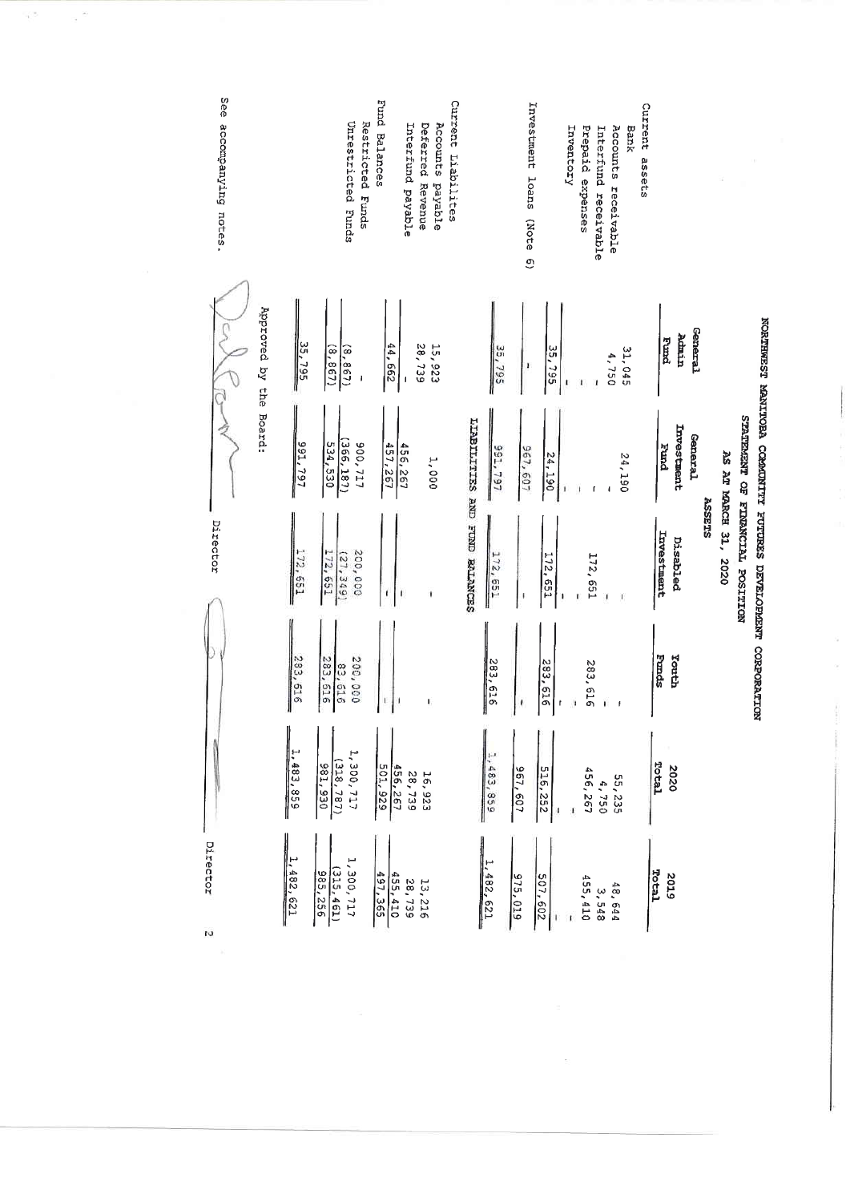# NORTHWEST MANITOBA COMMUNITY FUTURES DEVELOPMENT CORPORATION

## STATEMENT OF FINANCIAL POSITION

### AS AT MARCH 31, 2020

| | General Admin Fund | General Investment Fund | Disabled Investment | Youth Funds | 2020 Total | 2019 Total |
|---|---|---|---|---|---|---|
| **ASSETS** | | | | | | |
| Current assets | | | | | | |
| Bank | 31,045 | 24,190 | - | - | 55,235 | 48,644 |
| Accounts receivable | 4,750 | - | - | - | 4,750 | 3,548 |
| Interfund receivable | - | - | 172,651 | 283,616 | 456,267 | 455,410 |
| Prepaid expenses | - | - | - | - | - | - |
| Inventory | - | - | - | - | - | - |
| | 35,795 | 24,190 | 172,651 | 283,616 | 516,252 | 507,602 |
| Investment loans (Note 6) | - | 967,607 | - | - | 967,607 | 975,019 |
| | 35,795 | 991,797 | 172,651 | 283,616 | 1,483,859 | 1,482,621 |
| **LIABILITIES AND FUND BALANCES** | | | | | | |
| Current Liabilites | | | | | | |
| Accounts payable | 15,923 | 1,000 | - | - | 16,923 | 13,216 |
| Deferred Revenue | 28,739 | | | | 28,739 | 28,739 |
| Interfund payable | - | 456,267 | | | 456,267 | 455,410 |
| | 44,662 | 457,267 | - | - | 501,929 | 497,365 |
| Fund Balances | | | | | | |
| Restricted Funds | - | 900,717 | 200,000 | 200,000 | 1,300,717 | 1,300,717 |
| Unrestricted Funds | (8,867) | (366,187) | (27,349) | 83,616 | (318,787) | (315,461) |
| | (8,867) | 534,530 | 172,651 | 283,616 | 981,930 | 985,256 |
| | 35,795 | 991,797 | 172,651 | 283,616 | 1,483,859 | 1,482,621 |

Approved by the Board:

Director

Director

See accompanying notes.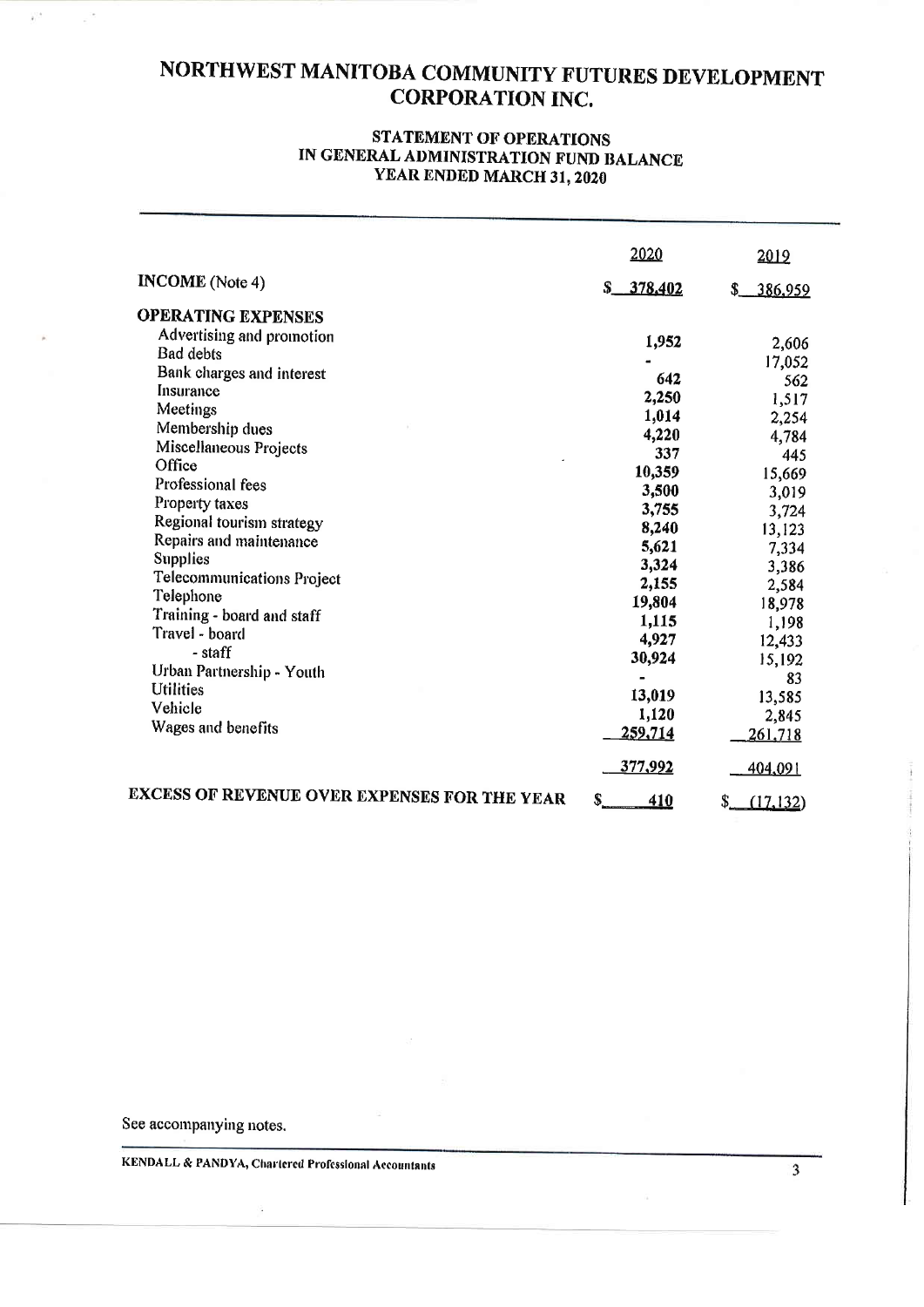# NORTHWEST MANITOBA COMMUNITY FUTURES DEVELOPMENT CORPORATION INC.

## STATEMENT OF OPERATIONS IN GENERAL ADMINISTRATION FUND BALANCE YEAR ENDED MARCH 31, 2020

| | 2020 | 2019 |
|---|---|---|
| **INCOME** (Note 4) | $ 378,402 | $ 386,959 |
| **OPERATING EXPENSES** | | |
| Advertising and promotion | 1,952 | 2,606 |
| Bad debts | - | 17,052 |
| Bank charges and interest | 642 | 562 |
| Insurance | 2,250 | 1,517 |
| Meetings | 1,014 | 2,254 |
| Membership dues | 4,220 | 4,784 |
| Miscellaneous Projects | 337 | 445 |
| Office | 10,359 | 15,669 |
| Professional fees | 3,500 | 3,019 |
| Property taxes | 3,755 | 3,724 |
| Regional tourism strategy | 8,240 | 13,123 |
| Repairs and maintenance | 5,621 | 7,334 |
| Supplies | 3,324 | 3,386 |
| Telecommunications Project | 2,155 | 2,584 |
| Telephone | 19,804 | 18,978 |
| Training - board and staff | 1,115 | 1,198 |
| Travel - board | 4,927 | 12,433 |
| - staff | 30,924 | 15,192 |
| Urban Partnership - Youth | - | 83 |
| Utilities | 13,019 | 13,585 |
| Vehicle | 1,120 | 2,845 |
| Wages and benefits | 259,714 | 261,718 |
| | 377,992 | 404,091 |
| **EXCESS OF REVENUE OVER EXPENSES FOR THE YEAR** | $ 410 | $ (17,132) |

See accompanying notes.

KENDALL & PANDYA, Chartered Professional Accountants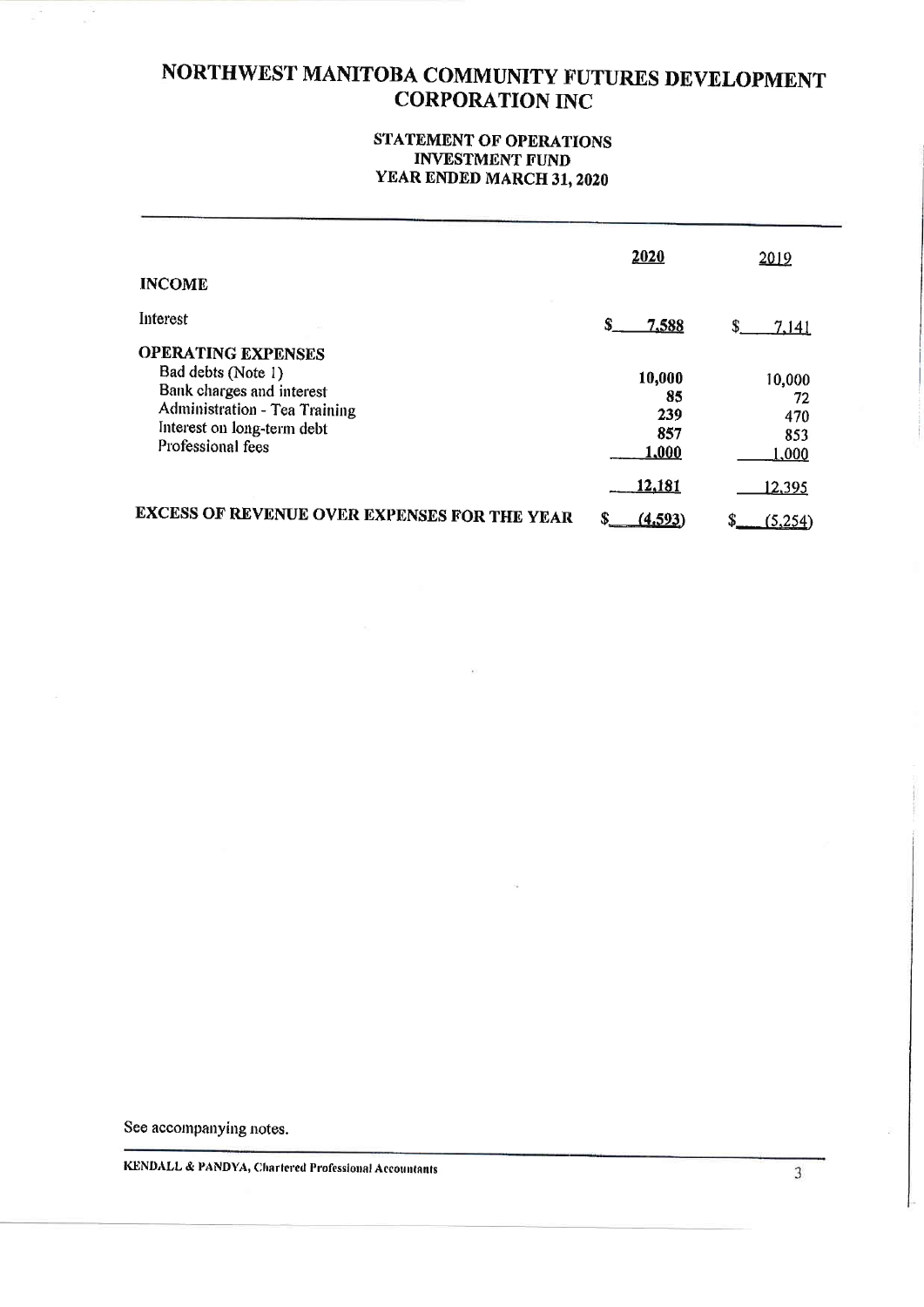# NORTHWEST MANITOBA COMMUNITY FUTURES DEVELOPMENT CORPORATION INC

## STATEMENT OF OPERATIONS
## INVESTMENT FUND
## YEAR ENDED MARCH 31, 2020

| | 2020 | 2019 |
|---|---|---|
| **INCOME** | | |
| Interest | $ 7,588 | $ 7,141 |
| **OPERATING EXPENSES** | | |
| Bad debts (Note 1) | 10,000 | 10,000 |
| Bank charges and interest | 85 | 72 |
| Administration - Tea Training | 239 | 470 |
| Interest on long-term debt | 857 | 853 |
| Professional fees | 1,000 | 1,000 |
| | 12,181 | 12,395 |
| **EXCESS OF REVENUE OVER EXPENSES FOR THE YEAR** | $ (4,593) | $ (5,254) |

See accompanying notes.

KENDALL & PANDYA, Chartered Professional Accountants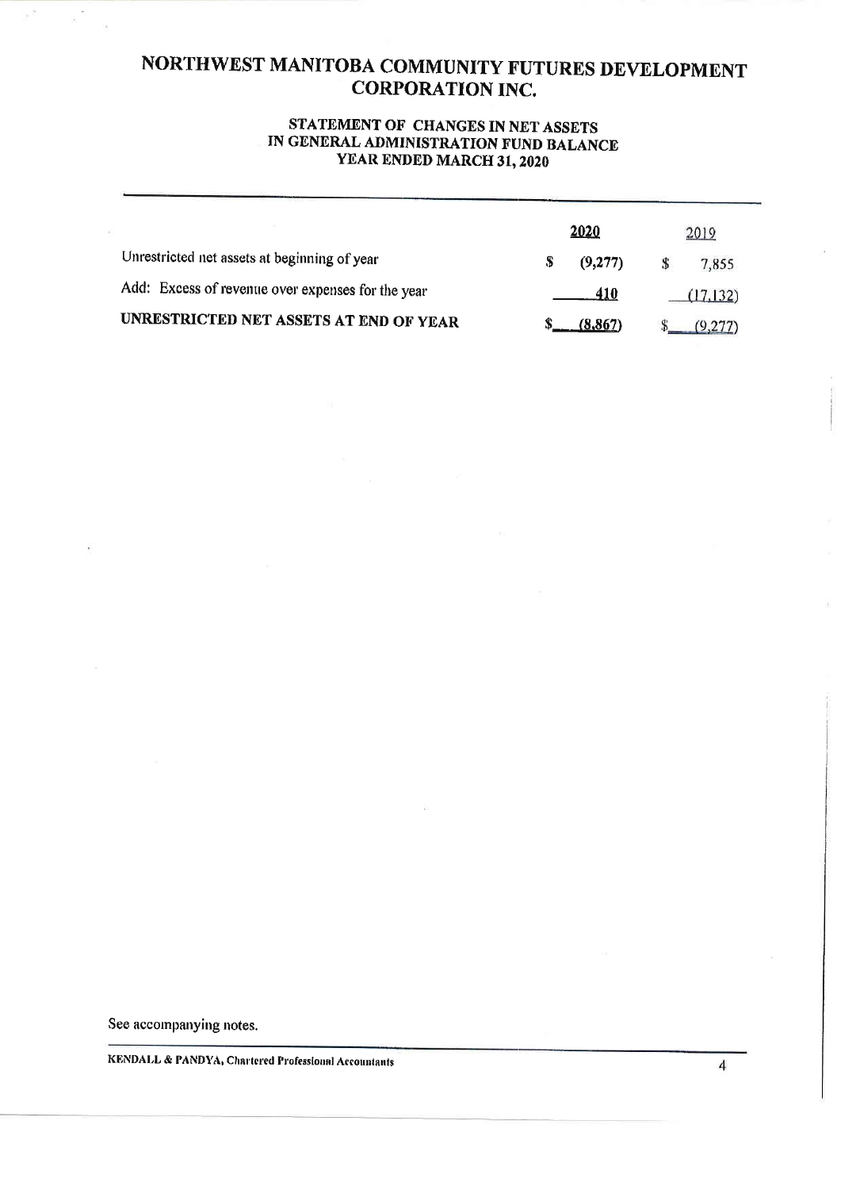# NORTHWEST MANITOBA COMMUNITY FUTURES DEVELOPMENT CORPORATION INC.

## STATEMENT OF CHANGES IN NET ASSETS IN GENERAL ADMINISTRATION FUND BALANCE YEAR ENDED MARCH 31, 2020

| | 2020 | 2019 |
|---|---|---|
| Unrestricted net assets at beginning of year | $ (9,277) | $ 7,855 |
| Add: Excess of revenue over expenses for the year | 410 | (17,132) |
| **UNRESTRICTED NET ASSETS AT END OF YEAR** | $ (8,867) | $ (9,277) |

See accompanying notes.

KENDALL & PANDYA, Chartered Professional Accountants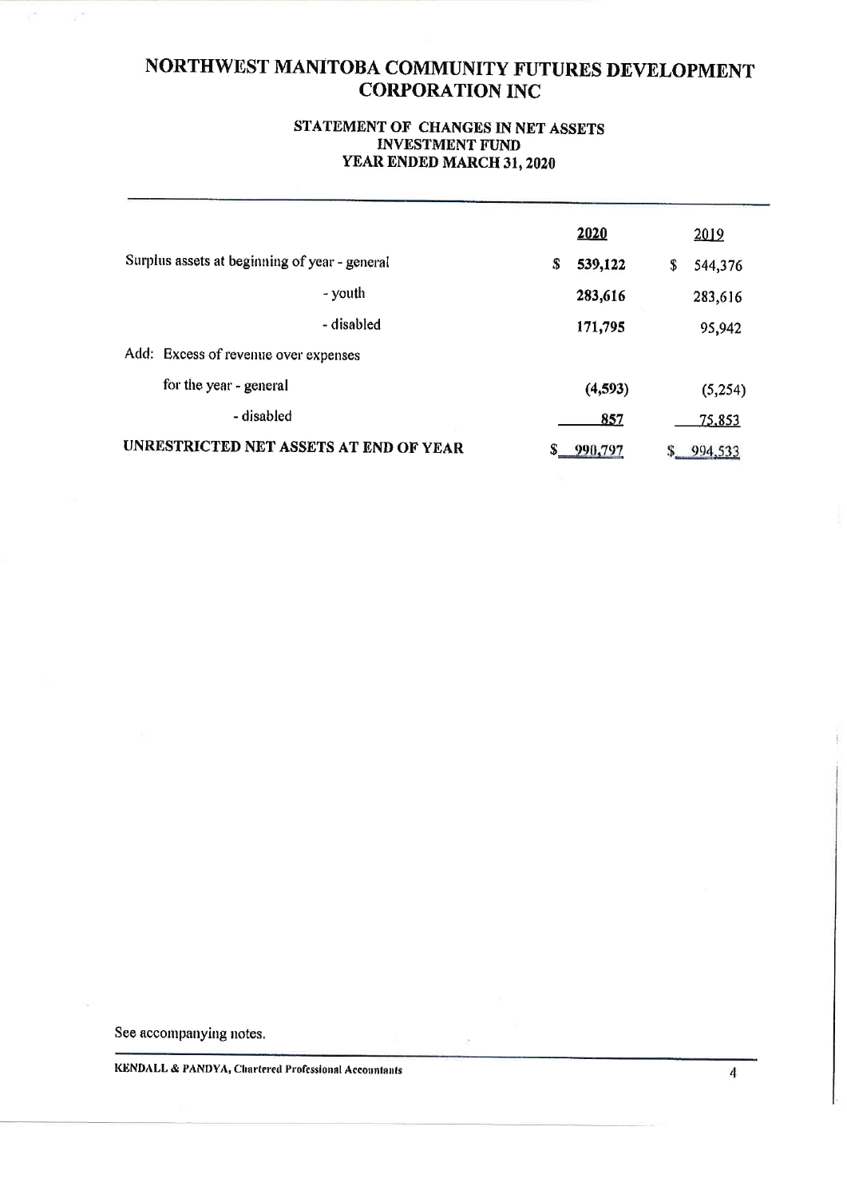# NORTHWEST MANITOBA COMMUNITY FUTURES DEVELOPMENT CORPORATION INC

## STATEMENT OF CHANGES IN NET ASSETS
## INVESTMENT FUND
## YEAR ENDED MARCH 31, 2020

| | 2020 | 2019 |
|---|---|---|
| Surplus assets at beginning of year - general | $ 539,122 | $ 544,376 |
| - youth | 283,616 | 283,616 |
| - disabled | 171,795 | 95,942 |
| Add: Excess of revenue over expenses | | |
| for the year - general | (4,593) | (5,254) |
| - disabled | 857 | 75,853 |
| **UNRESTRICTED NET ASSETS AT END OF YEAR** | $ 990,797 | $ 994,533 |

See accompanying notes.

KENDALL & PANDYA, Chartered Professional Accountants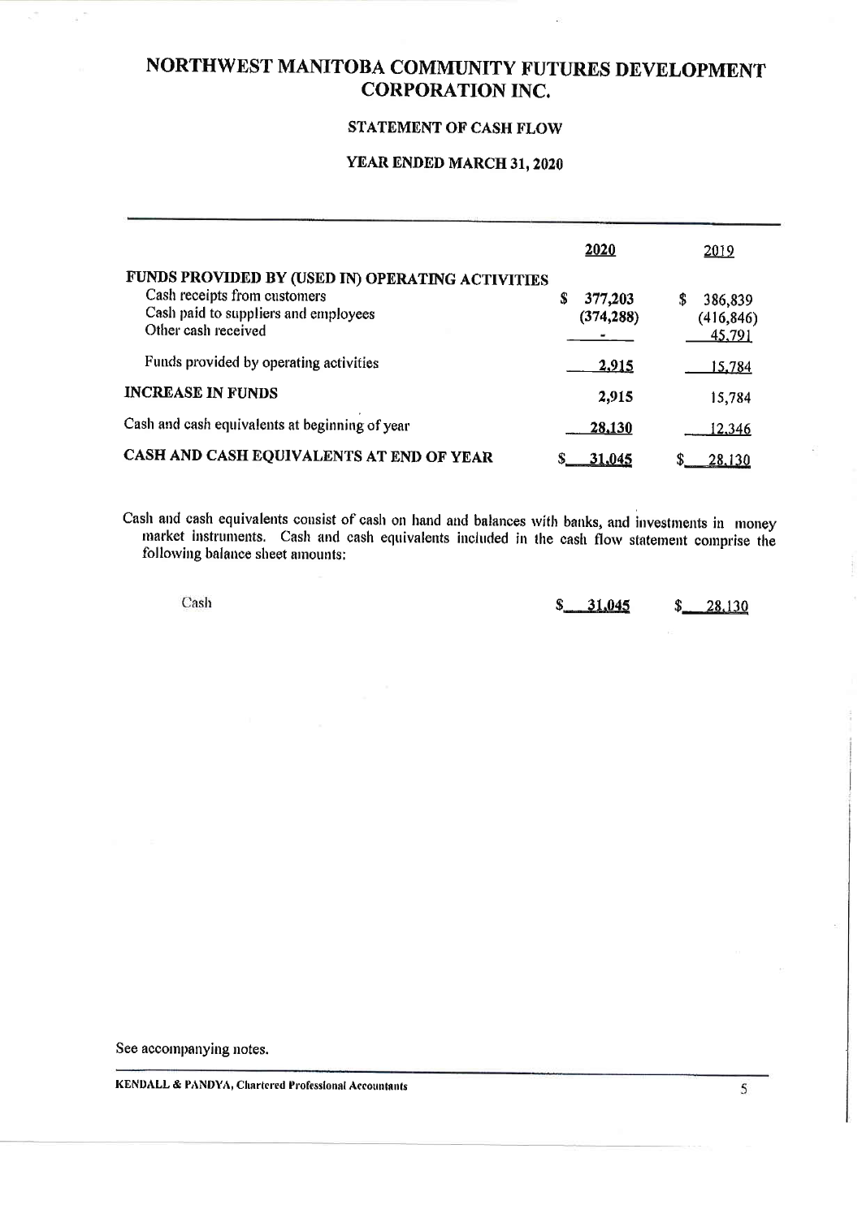# NORTHWEST MANITOBA COMMUNITY FUTURES DEVELOPMENT CORPORATION INC.

## STATEMENT OF CASH FLOW

## YEAR ENDED MARCH 31, 2020

| | 2020 | 2019 |
|---|---|---|
| **FUNDS PROVIDED BY (USED IN) OPERATING ACTIVITIES** | | |
| Cash receipts from customers | $ 377,203 | $ 386,839 |
| Cash paid to suppliers and employees | (374,288) | (416,846) |
| Other cash received | - | 45,791 |
| Funds provided by operating activities | 2,915 | 15,784 |
| **INCREASE IN FUNDS** | 2,915 | 15,784 |
| Cash and cash equivalents at beginning of year | 28,130 | 12,346 |
| **CASH AND CASH EQUIVALENTS AT END OF YEAR** | $ 31,045 | $ 28,130 |

Cash and cash equivalents consist of cash on hand and balances with banks, and investments in money market instruments. Cash and cash equivalents included in the cash flow statement comprise the following balance sheet amounts:

| | 2020 | 2019 |
|---|---|---|
| Cash | $ 31,045 | $ 28,130 |

See accompanying notes.

KENDALL & PANDYA, Chartered Professional Accountants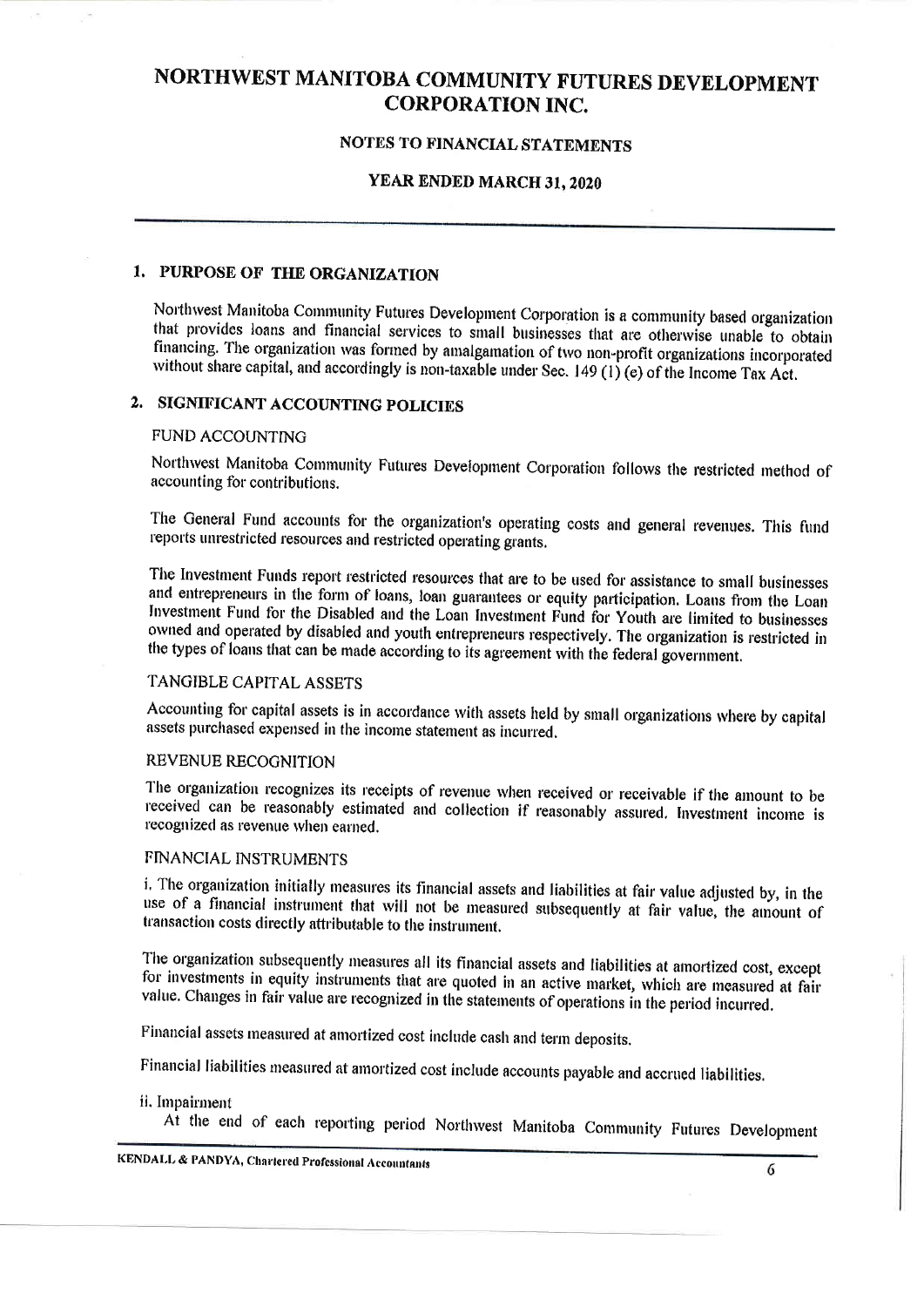# NORTHWEST MANITOBA COMMUNITY FUTURES DEVELOPMENT CORPORATION INC.

## NOTES TO FINANCIAL STATEMENTS

## YEAR ENDED MARCH 31, 2020

### 1. PURPOSE OF THE ORGANIZATION

Northwest Manitoba Community Futures Development Corporation is a community based organization that provides loans and financial services to small businesses that are otherwise unable to obtain financing. The organization was formed by amalgamation of two non-profit organizations incorporated without share capital, and accordingly is non-taxable under Sec. 149 (1) (e) of the Income Tax Act.

### 2. SIGNIFICANT ACCOUNTING POLICIES

FUND ACCOUNTING

Northwest Manitoba Community Futures Development Corporation follows the restricted method of accounting for contributions.

The General Fund accounts for the organization's operating costs and general revenues. This fund reports unrestricted resources and restricted operating grants.

The Investment Funds report restricted resources that are to be used for assistance to small businesses and entrepreneurs in the form of loans, loan guarantees or equity participation. Loans from the Loan Investment Fund for the Disabled and the Loan Investment Fund for Youth are limited to businesses owned and operated by disabled and youth entrepreneurs respectively. The organization is restricted in the types of loans that can be made according to its agreement with the federal government.

TANGIBLE CAPITAL ASSETS

Accounting for capital assets is in accordance with assets held by small organizations where by capital assets purchased expensed in the income statement as incurred.

REVENUE RECOGNITION

The organization recognizes its receipts of revenue when received or receivable if the amount to be received can be reasonably estimated and collection if reasonably assured. Investment income is recognized as revenue when earned.

FINANCIAL INSTRUMENTS

i. The organization initially measures its financial assets and liabilities at fair value adjusted by, in the use of a financial instrument that will not be measured subsequently at fair value, the amount of transaction costs directly attributable to the instrument.

The organization subsequently measures all its financial assets and liabilities at amortized cost, except for investments in equity instruments that are quoted in an active market, which are measured at fair value. Changes in fair value are recognized in the statements of operations in the period incurred.

Financial assets measured at amortized cost include cash and term deposits.

Financial liabilities measured at amortized cost include accounts payable and accrued liabilities.

ii. Impairment

At the end of each reporting period Northwest Manitoba Community Futures Development

KENDALL & PANDYA, Chartered Professional Accountants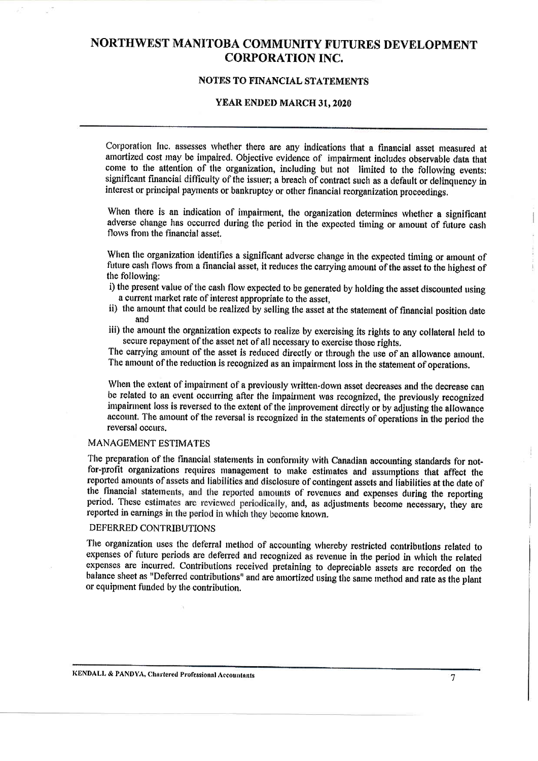Corporation Inc. assesses whether there are any indications that a financial asset measured at amortized cost may be impaired. Objective evidence of impairment includes observable data that come to the attention of the organization, including but not limited to the following events: significant financial difficulty of the issuer; a breach of contract such as a default or delinquency in interest or principal payments or bankruptcy or other financial reorganization proceedings.

When there is an indication of impairment, the organization determines whether a significant adverse change has occurred during the period in the expected timing or amount of future cash flows from the financial asset.

When the organization identifies a significant adverse change in the expected timing or amount of future cash flows from a financial asset, it reduces the carrying amount of the asset to the highest of the following:

i) the present value of the cash flow expected to be generated by holding the asset discounted using a current market rate of interest appropriate to the asset,

ii) the amount that could be realized by selling the asset at the statement of financial position date and

iii) the amount the organization expects to realize by exercising its rights to any collateral held to secure repayment of the asset net of all necessary to exercise those rights.

The carrying amount of the asset is reduced directly or through the use of an allowance amount. The amount of the reduction is recognized as an impairment loss in the statement of operations.

When the extent of impairment of a previously written-down asset decreases and the decrease can be related to an event occurring after the impairment was recognized, the previously recognized impairment loss is reversed to the extent of the improvement directly or by adjusting the allowance account. The amount of the reversal is recognized in the statements of operations in the period the reversal occurs.

### MANAGEMENT ESTIMATES

The preparation of the financial statements in conformity with Canadian accounting standards for not-for-profit organizations requires management to make estimates and assumptions that affect the reported amounts of assets and liabilities and disclosure of contingent assets and liabilities at the date of the financial statements, and the reported amounts of revenues and expenses during the reporting period. These estimates are reviewed periodically, and, as adjustments become necessary, they are reported in earnings in the period in which they become known.

### DEFERRED CONTRIBUTIONS

The organization uses the deferral method of accounting whereby restricted contributions related to expenses of future periods are deferred and recognized as revenue in the period in which the related expenses are incurred. Contributions received pretaining to depreciable assets are recorded on the balance sheet as "Deferred contributions" and are amortized using the same method and rate as the plant or equipment funded by the contribution.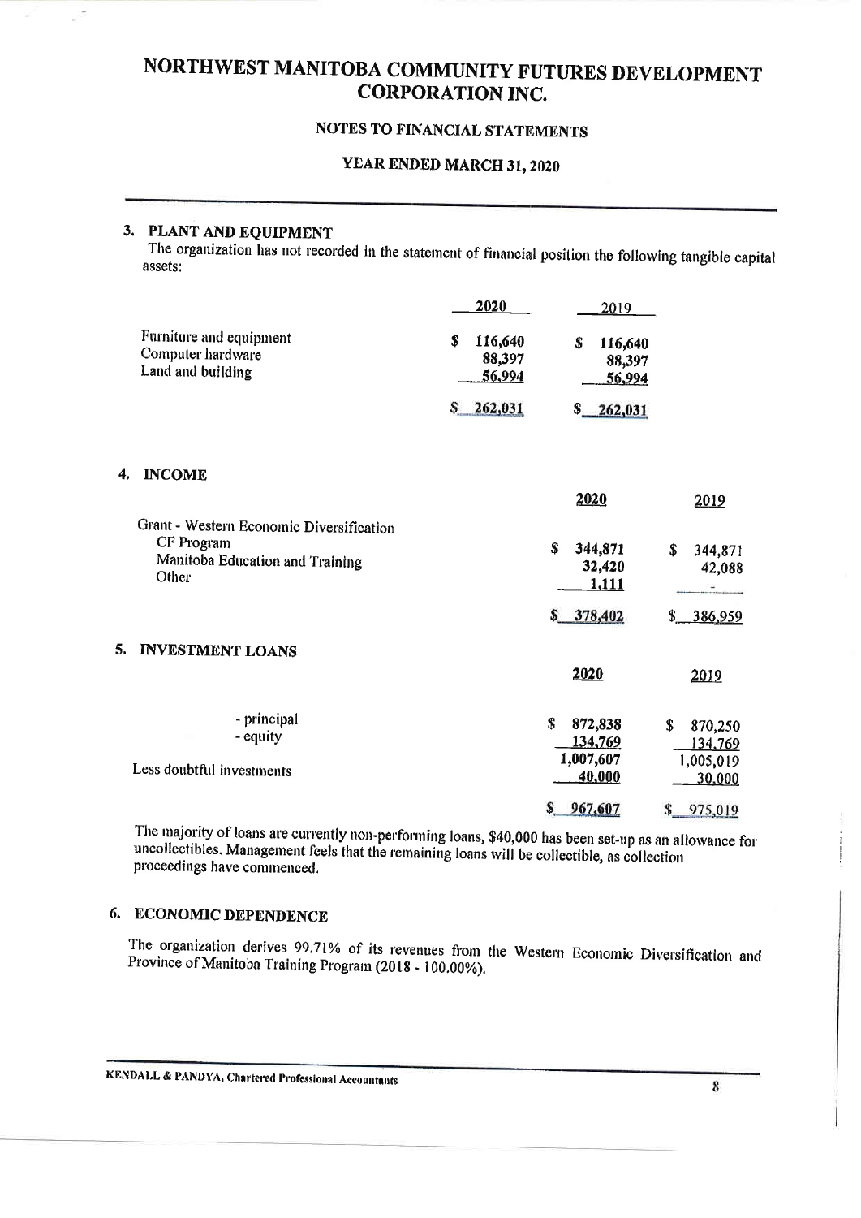# NORTHWEST MANITOBA COMMUNITY FUTURES DEVELOPMENT CORPORATION INC.

## NOTES TO FINANCIAL STATEMENTS

## YEAR ENDED MARCH 31, 2020

### 3. PLANT AND EQUIPMENT

The organization has not recorded in the statement of financial position the following tangible capital assets:

| | 2020 | 2019 |
|---|---|---|
| Furniture and equipment | $ 116,640 | $ 116,640 |
| Computer hardware | 88,397 | 88,397 |
| Land and building | 56,994 | 56,994 |
| | $ 262,031 | $ 262,031 |

### 4. INCOME

| | 2020 | 2019 |
|---|---|---|
| Grant - Western Economic Diversification | | |
| CF Program | $ 344,871 | $ 344,871 |
| Manitoba Education and Training | 32,420 | 42,088 |
| Other | 1,111 | - |
| | $ 378,402 | $ 386,959 |

### 5. INVESTMENT LOANS

| | 2020 | 2019 |
|---|---|---|
| - principal | $ 872,838 | $ 870,250 |
| - equity | 134,769 | 134,769 |
| | 1,007,607 | 1,005,019 |
| Less doubtful investments | 40,000 | 30,000 |
| | $ 967,607 | $ 975,019 |

The majority of loans are currently non-performing loans, $40,000 has been set-up as an allowance for uncollectibles. Management feels that the remaining loans will be collectible, as collection proceedings have commenced.

### 6. ECONOMIC DEPENDENCE

The organization derives 99.71% of its revenues from the Western Economic Diversification and Province of Manitoba Training Program (2018 - 100.00%).

KENDALL & PANDYA, Chartered Professional Accountants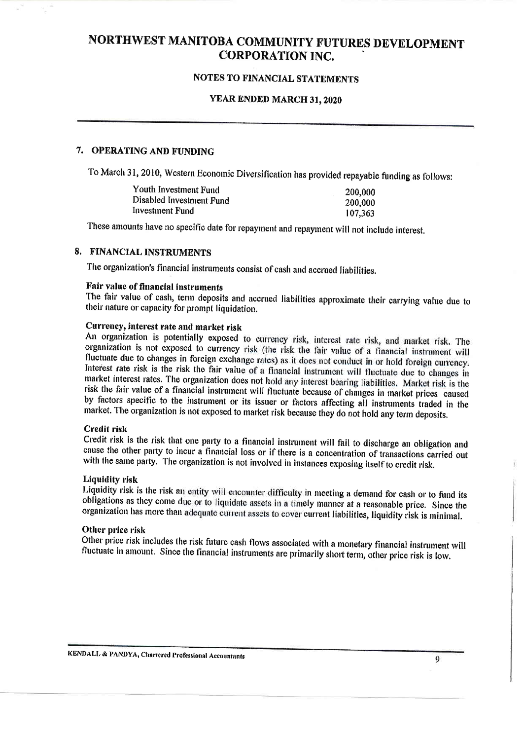# NORTHWEST MANITOBA COMMUNITY FUTURES DEVELOPMENT CORPORATION INC.

## NOTES TO FINANCIAL STATEMENTS

## YEAR ENDED MARCH 31, 2020

### 7. OPERATING AND FUNDING

To March 31, 2010, Western Economic Diversification has provided repayable funding as follows:

| | |
|---|---|
| Youth Investment Fund | 200,000 |
| Disabled Investment Fund | 200,000 |
| Investment Fund | 107,363 |

These amounts have no specific date for repayment and repayment will not include interest.

### 8. FINANCIAL INSTRUMENTS

The organization's financial instruments consist of cash and accrued liabilities.

**Fair value of financial instruments**
The fair value of cash, term deposits and accrued liabilities approximate their carrying value due to their nature or capacity for prompt liquidation.

**Currency, interest rate and market risk**
An organization is potentially exposed to currency risk, interest rate risk, and market risk. The organization is not exposed to currency risk (the risk the fair value of a financial instrument will fluctuate due to changes in foreign exchange rates) as it does not conduct in or hold foreign currency. Interest rate risk is the risk the fair value of a financial instrument will fluctuate due to changes in market interest rates. The organization does not hold any interest bearing liabilities. Market risk is the risk the fair value of a financial instrument will fluctuate because of changes in market prices caused by factors specific to the instrument or its issuer or factors affecting all instruments traded in the market. The organization is not exposed to market risk because they do not hold any term deposits.

**Credit risk**
Credit risk is the risk that one party to a financial instrument will fail to discharge an obligation and cause the other party to incur a financial loss or if there is a concentration of transactions carried out with the same party. The organization is not involved in instances exposing itself to credit risk.

**Liquidity risk**
Liquidity risk is the risk an entity will encounter difficulty in meeting a demand for cash or to fund its obligations as they come due or to liquidate assets in a timely manner at a reasonable price. Since the organization has more than adequate current assets to cover current liabilities, liquidity risk is minimal.

**Other price risk**
Other price risk includes the risk future cash flows associated with a monetary financial instrument will fluctuate in amount. Since the financial instruments are primarily short term, other price risk is low.

KENDALL & PANDYA, Chartered Professional Accountants